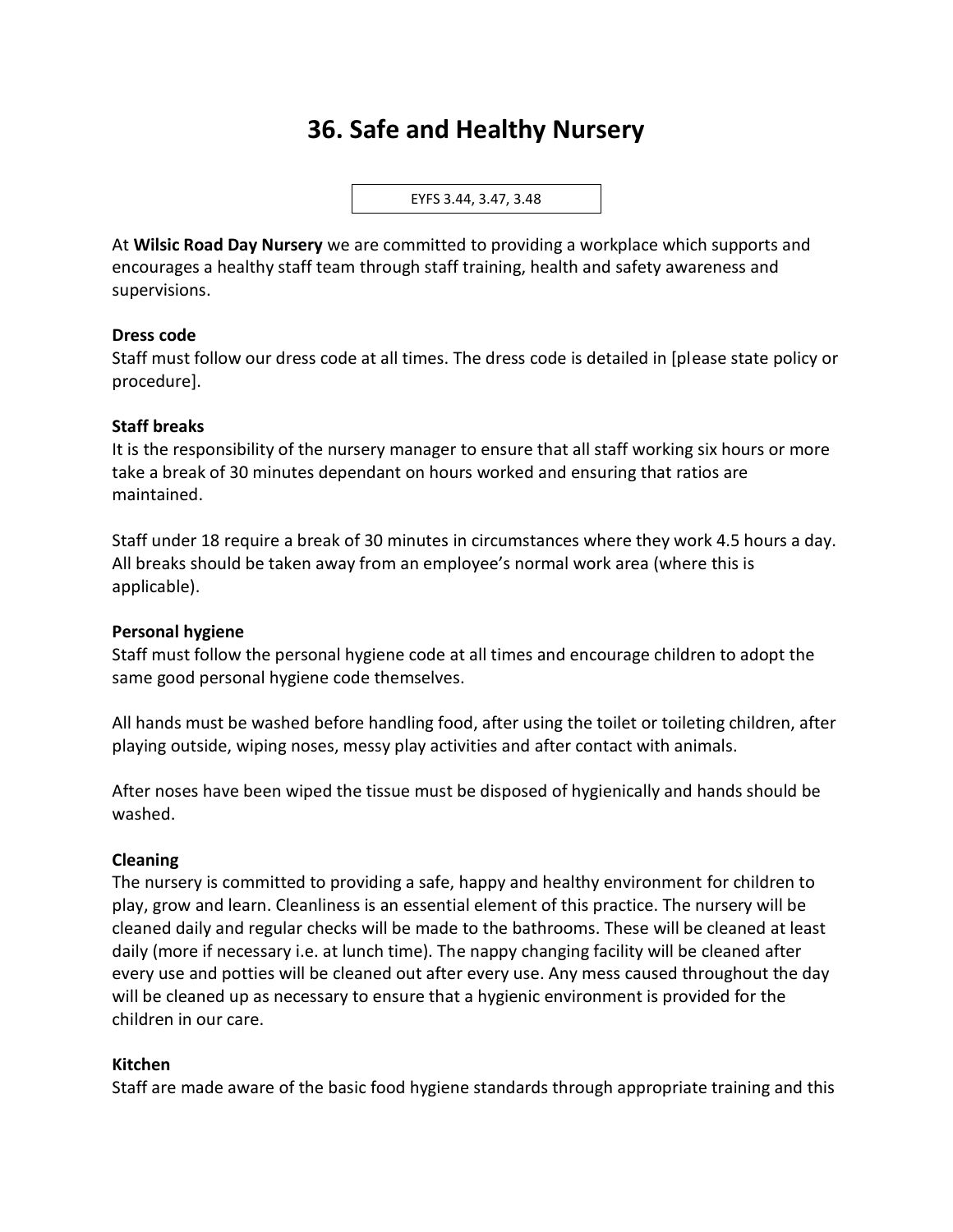# 36. Safe and Healthy Nursery

EYFS 3.44, 3.47, 3.48

At **Wilsic Road Day Nursery** we are committed to providing a workplace which supports and encourages a healthy staff team through staff training, health and safety awareness and supervisions.

**Dress code**

Staff must follow our dress code at all times. The dress code is detailed in [please state policy or procedure].

**Staff breaks**

It is the responsibility of the nursery manager to ensure that all staff working six hours or more take a break of 30 minutes dependant on hours worked and ensuring that ratios are maintained.

Staff under 18 require a break of 30 minutes in circumstances where they work 4.5 hours a day. All breaks should be taken away from an employee's normal work area (where this is applicable).

**Personal hygiene**

Staff must follow the personal hygiene code at all times and encourage children to adopt the same good personal hygiene code themselves.

All hands must be washed before handling food, after using the toilet or toileting children, after playing outside, wiping noses, messy play activities and after contact with animals.

After noses have been wiped the tissue must be disposed of hygienically and hands should be washed.

**Cleaning**

The nursery is committed to providing a safe, happy and healthy environment for children to play, grow and learn. Cleanliness is an essential element of this practice. The nursery will be cleaned daily and regular checks will be made to the bathrooms. These will be cleaned at least daily (more if necessary i.e. at lunch time). The nappy changing facility will be cleaned after every use and potties will be cleaned out after every use. Any mess caused throughout the day will be cleaned up as necessary to ensure that a hygienic environment is provided for the children in our care.

**Kitchen**

Staff are made aware of the basic food hygiene standards through appropriate training and this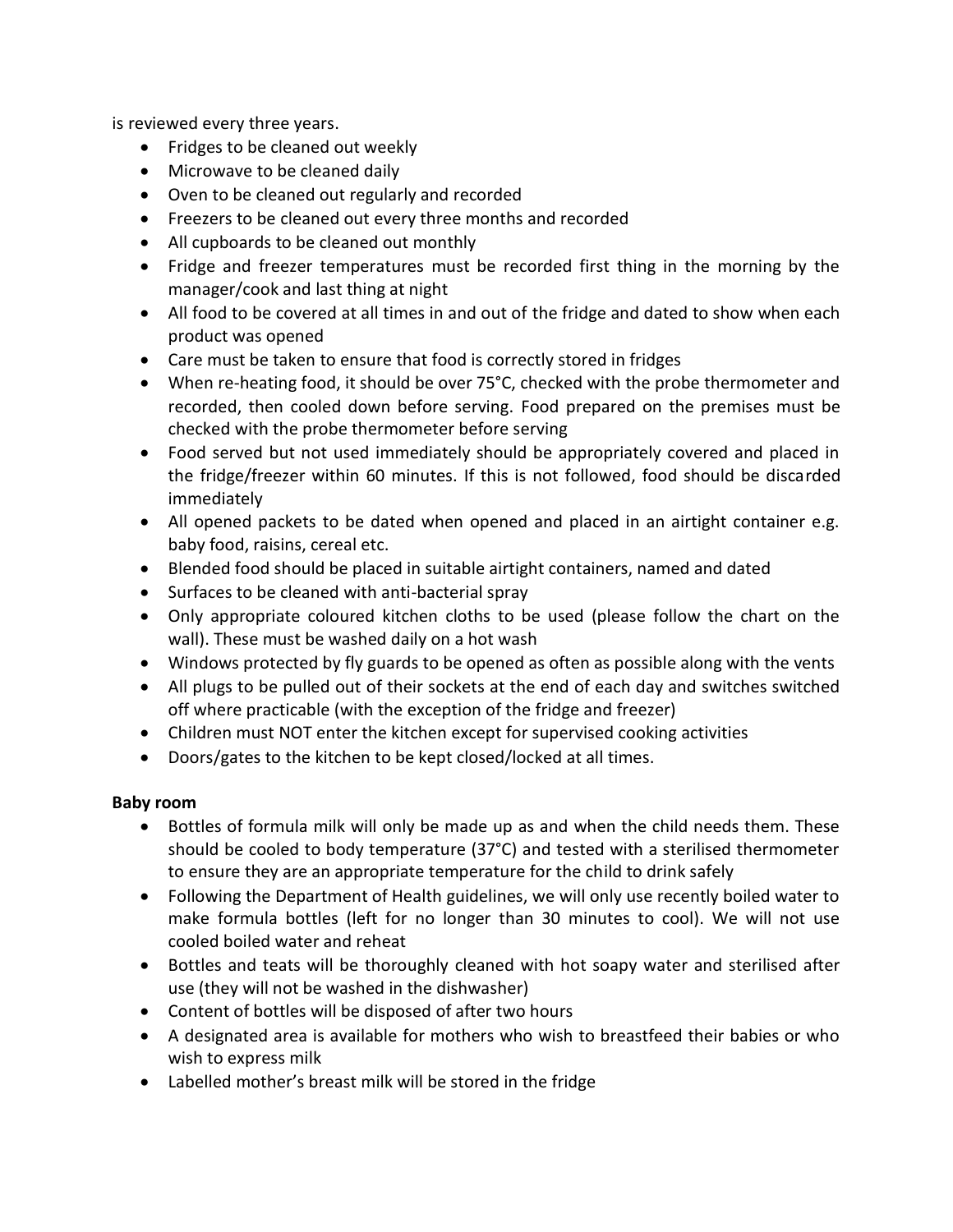is reviewed every three years.

- Fridges to be cleaned out weekly
- Microwave to be cleaned daily
- Oven to be cleaned out regularly and recorded
- Freezers to be cleaned out every three months and recorded
- All cupboards to be cleaned out monthly
- Fridge and freezer temperatures must be recorded first thing in the morning by the manager/cook and last thing at night
- All food to be covered at all times in and out of the fridge and dated to show when each product was opened
- Care must be taken to ensure that food is correctly stored in fridges
- When re-heating food, it should be over 75°C, checked with the probe thermometer and recorded, then cooled down before serving. Food prepared on the premises must be checked with the probe thermometer before serving
- Food served but not used immediately should be appropriately covered and placed in the fridge/freezer within 60 minutes. If this is not followed, food should be discarded immediately
- All opened packets to be dated when opened and placed in an airtight container e.g. baby food, raisins, cereal etc.
- Blended food should be placed in suitable airtight containers, named and dated
- Surfaces to be cleaned with anti-bacterial spray
- Only appropriate coloured kitchen cloths to be used (please follow the chart on the wall). These must be washed daily on a hot wash
- Windows protected by fly guards to be opened as often as possible along with the vents
- All plugs to be pulled out of their sockets at the end of each day and switches switched off where practicable (with the exception of the fridge and freezer)
- Children must NOT enter the kitchen except for supervised cooking activities
- Doors/gates to the kitchen to be kept closed/locked at all times.

**Baby room**

- Bottles of formula milk will only be made up as and when the child needs them. These should be cooled to body temperature (37°C) and tested with a sterilised thermometer to ensure they are an appropriate temperature for the child to drink safely
- Following the Department of Health guidelines, we will only use recently boiled water to make formula bottles (left for no longer than 30 minutes to cool). We will not use cooled boiled water and reheat
- Bottles and teats will be thoroughly cleaned with hot soapy water and sterilised after use (they will not be washed in the dishwasher)
- Content of bottles will be disposed of after two hours
- A designated area is available for mothers who wish to breastfeed their babies or who wish to express milk
- Labelled mother's breast milk will be stored in the fridge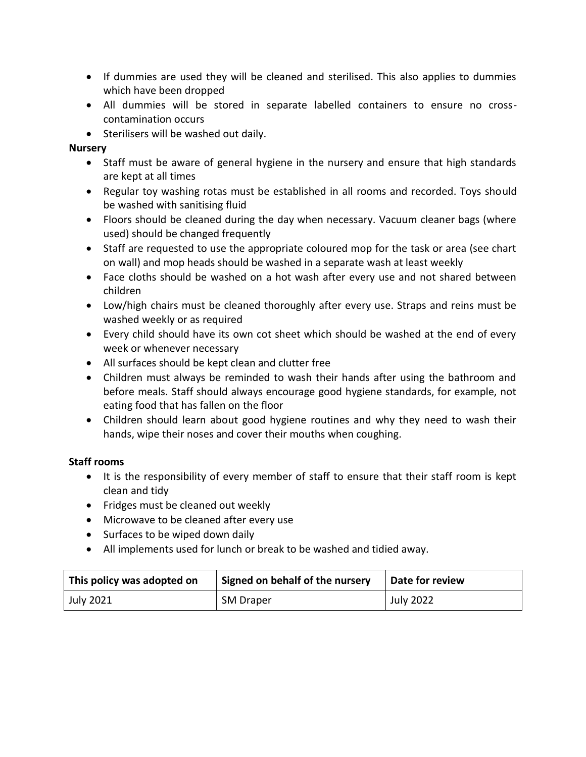- If dummies are used they will be cleaned and sterilised. This also applies to dummies which have been dropped
- All dummies will be stored in separate labelled containers to ensure no cross-contamination occurs
- Sterilisers will be washed out daily.

**Nursery**

- Staff must be aware of general hygiene in the nursery and ensure that high standards are kept at all times
- Regular toy washing rotas must be established in all rooms and recorded. Toys should be washed with sanitising fluid
- Floors should be cleaned during the day when necessary. Vacuum cleaner bags (where used) should be changed frequently
- Staff are requested to use the appropriate coloured mop for the task or area (see chart on wall) and mop heads should be washed in a separate wash at least weekly
- Face cloths should be washed on a hot wash after every use and not shared between children
- Low/high chairs must be cleaned thoroughly after every use. Straps and reins must be washed weekly or as required
- Every child should have its own cot sheet which should be washed at the end of every week or whenever necessary
- All surfaces should be kept clean and clutter free
- Children must always be reminded to wash their hands after using the bathroom and before meals. Staff should always encourage good hygiene standards, for example, not eating food that has fallen on the floor
- Children should learn about good hygiene routines and why they need to wash their hands, wipe their noses and cover their mouths when coughing.

**Staff rooms**

- It is the responsibility of every member of staff to ensure that their staff room is kept clean and tidy
- Fridges must be cleaned out weekly
- Microwave to be cleaned after every use
- Surfaces to be wiped down daily
- All implements used for lunch or break to be washed and tidied away.

| This policy was adopted on | Signed on behalf of the nursery | Date for review |
|---|---|---|
| July 2021 | SM Draper | July 2022 |